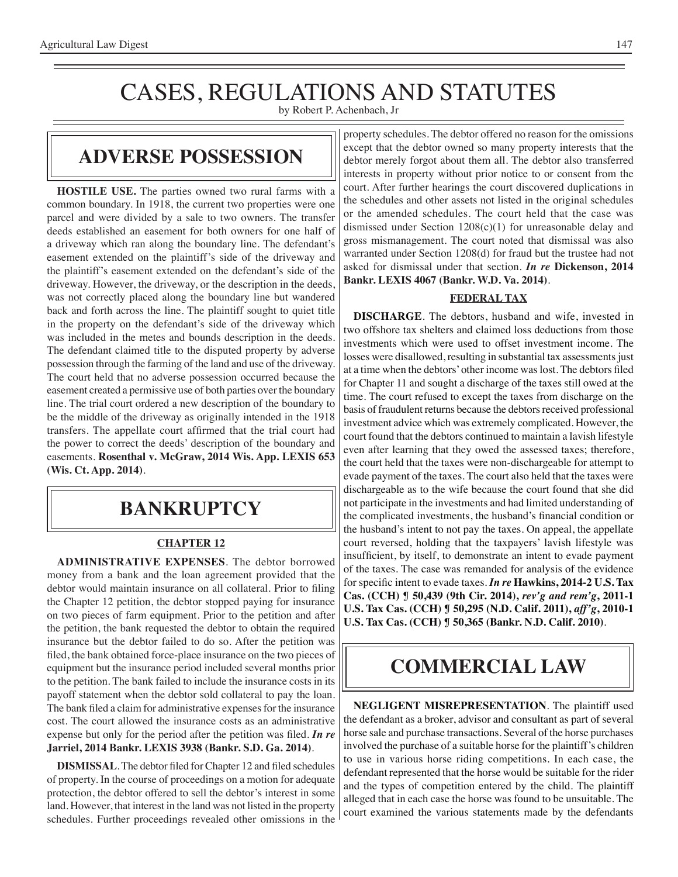# CASES, REGULATIONS AND STATUTES

by Robert P. Achenbach, Jr

## ADVERSE POSSESSION

**HOSTILE USE.** The parties owned two rural farms with a common boundary. In 1918, the current two properties were one parcel and were divided by a sale to two owners. The transfer deeds established an easement for both owners for one half of a driveway which ran along the boundary line. The defendant's easement extended on the plaintiff's side of the driveway and the plaintiff's easement extended on the defendant's side of the driveway. However, the driveway, or the description in the deeds, was not correctly placed along the boundary line but wandered back and forth across the line. The plaintiff sought to quiet title in the property on the defendant's side of the driveway which was included in the metes and bounds description in the deeds. The defendant claimed title to the disputed property by adverse possession through the farming of the land and use of the driveway. The court held that no adverse possession occurred because the easement created a permissive use of both parties over the boundary line. The trial court ordered a new description of the boundary to be the middle of the driveway as originally intended in the 1918 transfers. The appellate court affirmed that the trial court had the power to correct the deeds' description of the boundary and easements. **Rosenthal v. McGraw, 2014 Wis. App. LEXIS 653 (Wis. Ct. App. 2014)**.

## BANKRUPTCY

### CHAPTER 12

**ADMINISTRATIVE EXPENSES**. The debtor borrowed money from a bank and the loan agreement provided that the debtor would maintain insurance on all collateral. Prior to filing the Chapter 12 petition, the debtor stopped paying for insurance on two pieces of farm equipment. Prior to the petition and after the petition, the bank requested the debtor to obtain the required insurance but the debtor failed to do so. After the petition was filed, the bank obtained force-place insurance on the two pieces of equipment but the insurance period included several months prior to the petition. The bank failed to include the insurance costs in its payoff statement when the debtor sold collateral to pay the loan. The bank filed a claim for administrative expenses for the insurance cost. The court allowed the insurance costs as an administrative expense but only for the period after the petition was filed. ***In re* Jarriel, 2014 Bankr. LEXIS 3938 (Bankr. S.D. Ga. 2014)**.

**DISMISSAL**. The debtor filed for Chapter 12 and filed schedules of property. In the course of proceedings on a motion for adequate protection, the debtor offered to sell the debtor's interest in some land. However, that interest in the land was not listed in the property schedules. Further proceedings revealed other omissions in the property schedules. The debtor offered no reason for the omissions except that the debtor owned so many property interests that the debtor merely forgot about them all. The debtor also transferred interests in property without prior notice to or consent from the court. After further hearings the court discovered duplications in the schedules and other assets not listed in the original schedules or the amended schedules. The court held that the case was dismissed under Section 1208(c)(1) for unreasonable delay and gross mismanagement. The court noted that dismissal was also warranted under Section 1208(d) for fraud but the trustee had not asked for dismissal under that section. ***In re* Dickenson, 2014 Bankr. LEXIS 4067 (Bankr. W.D. Va. 2014)**.

### FEDERAL TAX

**DISCHARGE**. The debtors, husband and wife, invested in two offshore tax shelters and claimed loss deductions from those investments which were used to offset investment income. The losses were disallowed, resulting in substantial tax assessments just at a time when the debtors' other income was lost. The debtors filed for Chapter 11 and sought a discharge of the taxes still owed at the time. The court refused to except the taxes from discharge on the basis of fraudulent returns because the debtors received professional investment advice which was extremely complicated. However, the court found that the debtors continued to maintain a lavish lifestyle even after learning that they owed the assessed taxes; therefore, the court held that the taxes were non-dischargeable for attempt to evade payment of the taxes. The court also held that the taxes were dischargeable as to the wife because the court found that she did not participate in the investments and had limited understanding of the complicated investments, the husband's financial condition or the husband's intent to not pay the taxes. On appeal, the appellate court reversed, holding that the taxpayers' lavish lifestyle was insufficient, by itself, to demonstrate an intent to evade payment of the taxes. The case was remanded for analysis of the evidence for specific intent to evade taxes. ***In re* Hawkins, 2014-2 U.S. Tax Cas. (CCH) ¶ 50,439 (9th Cir. 2014), *rev'g and rem'g*, 2011-1 U.S. Tax Cas. (CCH) ¶ 50,295 (N.D. Calif. 2011), *aff'g*, 2010-1 U.S. Tax Cas. (CCH) ¶ 50,365 (Bankr. N.D. Calif. 2010)**.

## COMMERCIAL LAW

**NEGLIGENT MISREPRESENTATION**. The plaintiff used the defendant as a broker, advisor and consultant as part of several horse sale and purchase transactions. Several of the horse purchases involved the purchase of a suitable horse for the plaintiff's children to use in various horse riding competitions. In each case, the defendant represented that the horse would be suitable for the rider and the types of competition entered by the child. The plaintiff alleged that in each case the horse was found to be unsuitable. The court examined the various statements made by the defendants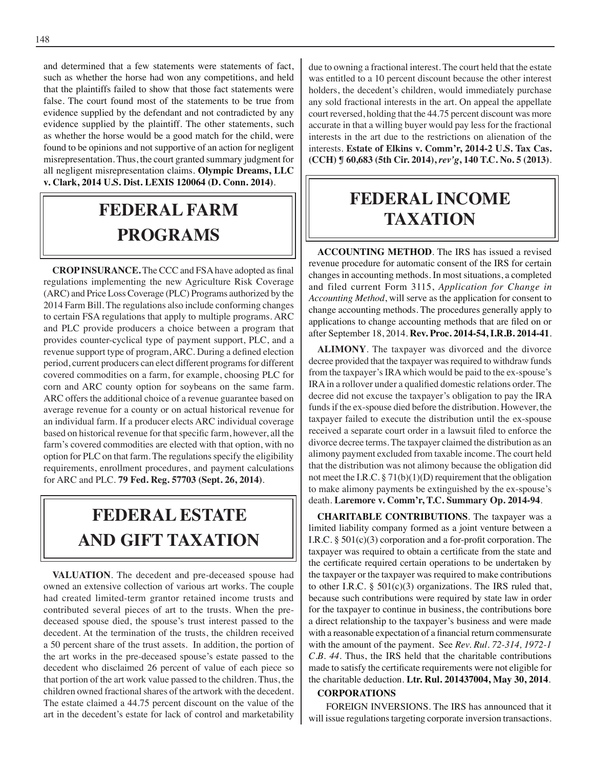and determined that a few statements were statements of fact, such as whether the horse had won any competitions, and held that the plaintiffs failed to show that those fact statements were false. The court found most of the statements to be true from evidence supplied by the defendant and not contradicted by any evidence supplied by the plaintiff. The other statements, such as whether the horse would be a good match for the child, were found to be opinions and not supportive of an action for negligent misrepresentation. Thus, the court granted summary judgment for all negligent misrepresentation claims. **Olympic Dreams, LLC v. Clark, 2014 U.S. Dist. LEXIS 120064 (D. Conn. 2014)**.

# FEDERAL FARM PROGRAMS

**CROP INSURANCE.** The CCC and FSA have adopted as final regulations implementing the new Agriculture Risk Coverage (ARC) and Price Loss Coverage (PLC) Programs authorized by the 2014 Farm Bill. The regulations also include conforming changes to certain FSA regulations that apply to multiple programs. ARC and PLC provide producers a choice between a program that provides counter-cyclical type of payment support, PLC, and a revenue support type of program, ARC. During a defined election period, current producers can elect different programs for different covered commodities on a farm, for example, choosing PLC for corn and ARC county option for soybeans on the same farm. ARC offers the additional choice of a revenue guarantee based on average revenue for a county or on actual historical revenue for an individual farm. If a producer elects ARC individual coverage based on historical revenue for that specific farm, however, all the farm's covered commodities are elected with that option, with no option for PLC on that farm. The regulations specify the eligibility requirements, enrollment procedures, and payment calculations for ARC and PLC. **79 Fed. Reg. 57703 (Sept. 26, 2014)**.

# FEDERAL ESTATE AND GIFT TAXATION

**VALUATION**. The decedent and pre-deceased spouse had owned an extensive collection of various art works. The couple had created limited-term grantor retained income trusts and contributed several pieces of art to the trusts. When the pre-deceased spouse died, the spouse's trust interest passed to the decedent. At the termination of the trusts, the children received a 50 percent share of the trust assets. In addition, the portion of the art works in the pre-deceased spouse's estate passed to the decedent who disclaimed 26 percent of value of each piece so that portion of the art work value passed to the children. Thus, the children owned fractional shares of the artwork with the decedent. The estate claimed a 44.75 percent discount on the value of the art in the decedent's estate for lack of control and marketability due to owning a fractional interest. The court held that the estate was entitled to a 10 percent discount because the other interest holders, the decedent's children, would immediately purchase any sold fractional interests in the art. On appeal the appellate court reversed, holding that the 44.75 percent discount was more accurate in that a willing buyer would pay less for the fractional interests in the art due to the restrictions on alienation of the interests. **Estate of Elkins v. Comm'r, 2014-2 U.S. Tax Cas. (CCH) ¶ 60,683 (5th Cir. 2014),** ***rev'g*****, 140 T.C. No. 5 (2013)**.

# FEDERAL INCOME TAXATION

**ACCOUNTING METHOD**. The IRS has issued a revised revenue procedure for automatic consent of the IRS for certain changes in accounting methods. In most situations, a completed and filed current Form 3115, *Application for Change in Accounting Method*, will serve as the application for consent to change accounting methods. The procedures generally apply to applications to change accounting methods that are filed on or after September 18, 2014. **Rev. Proc. 2014-54, I.R.B. 2014-41**.

**ALIMONY**. The taxpayer was divorced and the divorce decree provided that the taxpayer was required to withdraw funds from the taxpayer's IRA which would be paid to the ex-spouse's IRA in a rollover under a qualified domestic relations order. The decree did not excuse the taxpayer's obligation to pay the IRA funds if the ex-spouse died before the distribution. However, the taxpayer failed to execute the distribution until the ex-spouse received a separate court order in a lawsuit filed to enforce the divorce decree terms. The taxpayer claimed the distribution as an alimony payment excluded from taxable income. The court held that the distribution was not alimony because the obligation did not meet the I.R.C. § 71(b)(1)(D) requirement that the obligation to make alimony payments be extinguished by the ex-spouse's death. **Laremore v. Comm'r, T.C. Summary Op. 2014-94**.

**CHARITABLE CONTRIBUTIONS**. The taxpayer was a limited liability company formed as a joint venture between a I.R.C. § 501(c)(3) corporation and a for-profit corporation. The taxpayer was required to obtain a certificate from the state and the certificate required certain operations to be undertaken by the taxpayer or the taxpayer was required to make contributions to other I.R.C. § 501(c)(3) organizations. The IRS ruled that, because such contributions were required by state law in order for the taxpayer to continue in business, the contributions bore a direct relationship to the taxpayer's business and were made with a reasonable expectation of a financial return commensurate with the amount of the payment. See *Rev. Rul. 72-314, 1972-1 C.B. 44*. Thus, the IRS held that the charitable contributions made to satisfy the certificate requirements were not eligible for the charitable deduction. **Ltr. Rul. 201437004, May 30, 2014**.

**CORPORATIONS**

FOREIGN INVERSIONS. The IRS has announced that it will issue regulations targeting corporate inversion transactions.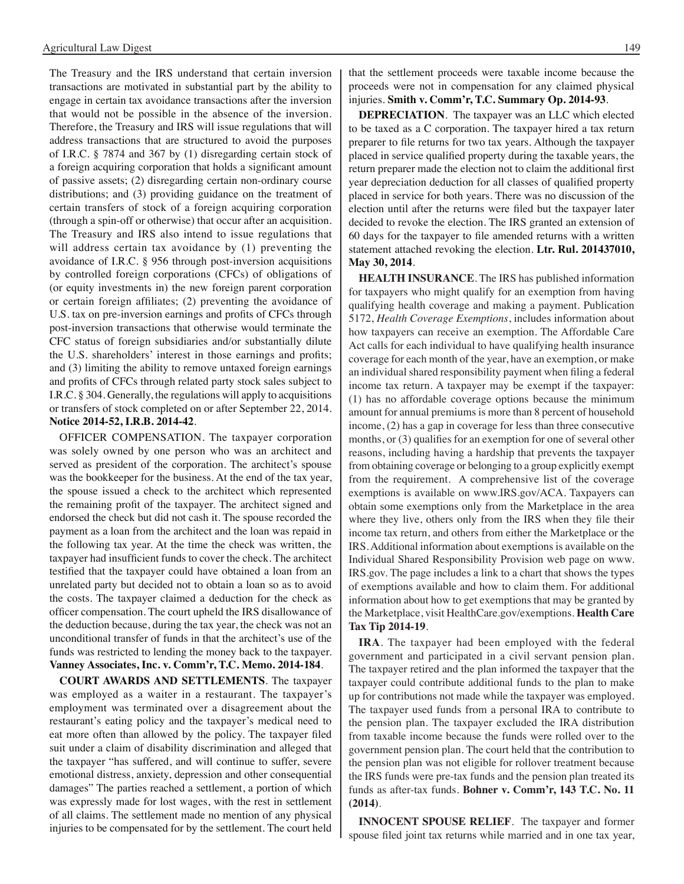The Treasury and the IRS understand that certain inversion transactions are motivated in substantial part by the ability to engage in certain tax avoidance transactions after the inversion that would not be possible in the absence of the inversion. Therefore, the Treasury and IRS will issue regulations that will address transactions that are structured to avoid the purposes of I.R.C. § 7874 and 367 by (1) disregarding certain stock of a foreign acquiring corporation that holds a significant amount of passive assets; (2) disregarding certain non-ordinary course distributions; and (3) providing guidance on the treatment of certain transfers of stock of a foreign acquiring corporation (through a spin-off or otherwise) that occur after an acquisition. The Treasury and IRS also intend to issue regulations that will address certain tax avoidance by (1) preventing the avoidance of I.R.C. § 956 through post-inversion acquisitions by controlled foreign corporations (CFCs) of obligations of (or equity investments in) the new foreign parent corporation or certain foreign affiliates; (2) preventing the avoidance of U.S. tax on pre-inversion earnings and profits of CFCs through post-inversion transactions that otherwise would terminate the CFC status of foreign subsidiaries and/or substantially dilute the U.S. shareholders' interest in those earnings and profits; and (3) limiting the ability to remove untaxed foreign earnings and profits of CFCs through related party stock sales subject to I.R.C. § 304. Generally, the regulations will apply to acquisitions or transfers of stock completed on or after September 22, 2014. **Notice 2014-52, I.R.B. 2014-42**.

OFFICER COMPENSATION. The taxpayer corporation was solely owned by one person who was an architect and served as president of the corporation. The architect's spouse was the bookkeeper for the business. At the end of the tax year, the spouse issued a check to the architect which represented the remaining profit of the taxpayer. The architect signed and endorsed the check but did not cash it. The spouse recorded the payment as a loan from the architect and the loan was repaid in the following tax year. At the time the check was written, the taxpayer had insufficient funds to cover the check. The architect testified that the taxpayer could have obtained a loan from an unrelated party but decided not to obtain a loan so as to avoid the costs. The taxpayer claimed a deduction for the check as officer compensation. The court upheld the IRS disallowance of the deduction because, during the tax year, the check was not an unconditional transfer of funds in that the architect's use of the funds was restricted to lending the money back to the taxpayer. **Vanney Associates, Inc. v. Comm'r, T.C. Memo. 2014-184**.

**COURT AWARDS AND SETTLEMENTS**. The taxpayer was employed as a waiter in a restaurant. The taxpayer's employment was terminated over a disagreement about the restaurant's eating policy and the taxpayer's medical need to eat more often than allowed by the policy. The taxpayer filed suit under a claim of disability discrimination and alleged that the taxpayer "has suffered, and will continue to suffer, severe emotional distress, anxiety, depression and other consequential damages" The parties reached a settlement, a portion of which was expressly made for lost wages, with the rest in settlement of all claims. The settlement made no mention of any physical injuries to be compensated for by the settlement. The court held that the settlement proceeds were taxable income because the proceeds were not in compensation for any claimed physical injuries. **Smith v. Comm'r, T.C. Summary Op. 2014-93**.

**DEPRECIATION**. The taxpayer was an LLC which elected to be taxed as a C corporation. The taxpayer hired a tax return preparer to file returns for two tax years. Although the taxpayer placed in service qualified property during the taxable years, the return preparer made the election not to claim the additional first year depreciation deduction for all classes of qualified property placed in service for both years. There was no discussion of the election until after the returns were filed but the taxpayer later decided to revoke the election. The IRS granted an extension of 60 days for the taxpayer to file amended returns with a written statement attached revoking the election. **Ltr. Rul. 201437010, May 30, 2014**.

**HEALTH INSURANCE**. The IRS has published information for taxpayers who might qualify for an exemption from having qualifying health coverage and making a payment. Publication 5172, *Health Coverage Exemptions*, includes information about how taxpayers can receive an exemption. The Affordable Care Act calls for each individual to have qualifying health insurance coverage for each month of the year, have an exemption, or make an individual shared responsibility payment when filing a federal income tax return. A taxpayer may be exempt if the taxpayer: (1) has no affordable coverage options because the minimum amount for annual premiums is more than 8 percent of household income, (2) has a gap in coverage for less than three consecutive months, or (3) qualifies for an exemption for one of several other reasons, including having a hardship that prevents the taxpayer from obtaining coverage or belonging to a group explicitly exempt from the requirement. A comprehensive list of the coverage exemptions is available on www.IRS.gov/ACA. Taxpayers can obtain some exemptions only from the Marketplace in the area where they live, others only from the IRS when they file their income tax return, and others from either the Marketplace or the IRS. Additional information about exemptions is available on the Individual Shared Responsibility Provision web page on www.IRS.gov. The page includes a link to a chart that shows the types of exemptions available and how to claim them. For additional information about how to get exemptions that may be granted by the Marketplace, visit HealthCare.gov/exemptions. **Health Care Tax Tip 2014-19**.

**IRA**. The taxpayer had been employed with the federal government and participated in a civil servant pension plan. The taxpayer retired and the plan informed the taxpayer that the taxpayer could contribute additional funds to the plan to make up for contributions not made while the taxpayer was employed. The taxpayer used funds from a personal IRA to contribute to the pension plan. The taxpayer excluded the IRA distribution from taxable income because the funds were rolled over to the government pension plan. The court held that the contribution to the pension plan was not eligible for rollover treatment because the IRS funds were pre-tax funds and the pension plan treated its funds as after-tax funds. **Bohner v. Comm'r, 143 T.C. No. 11 (2014)**.

**INNOCENT SPOUSE RELIEF**. The taxpayer and former spouse filed joint tax returns while married and in one tax year,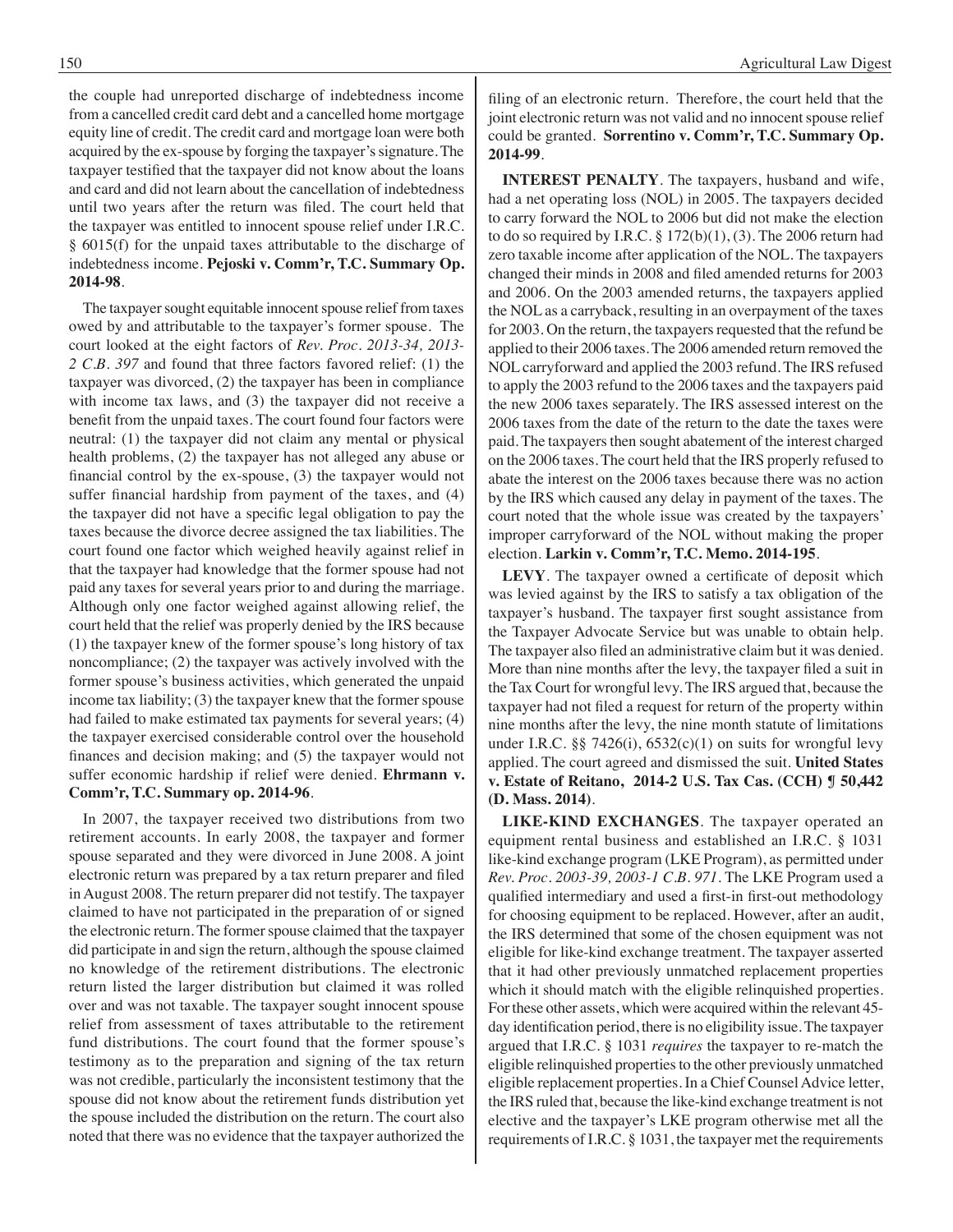the couple had unreported discharge of indebtedness income from a cancelled credit card debt and a cancelled home mortgage equity line of credit. The credit card and mortgage loan were both acquired by the ex-spouse by forging the taxpayer's signature. The taxpayer testified that the taxpayer did not know about the loans and card and did not learn about the cancellation of indebtedness until two years after the return was filed. The court held that the taxpayer was entitled to innocent spouse relief under I.R.C. § 6015(f) for the unpaid taxes attributable to the discharge of indebtedness income. **Pejoski v. Comm'r, T.C. Summary Op. 2014-98**.

The taxpayer sought equitable innocent spouse relief from taxes owed by and attributable to the taxpayer's former spouse. The court looked at the eight factors of *Rev. Proc. 2013-34, 2013-2 C.B. 397* and found that three factors favored relief: (1) the taxpayer was divorced, (2) the taxpayer has been in compliance with income tax laws, and (3) the taxpayer did not receive a benefit from the unpaid taxes. The court found four factors were neutral: (1) the taxpayer did not claim any mental or physical health problems, (2) the taxpayer has not alleged any abuse or financial control by the ex-spouse, (3) the taxpayer would not suffer financial hardship from payment of the taxes, and (4) the taxpayer did not have a specific legal obligation to pay the taxes because the divorce decree assigned the tax liabilities. The court found one factor which weighed heavily against relief in that the taxpayer had knowledge that the former spouse had not paid any taxes for several years prior to and during the marriage. Although only one factor weighed against allowing relief, the court held that the relief was properly denied by the IRS because (1) the taxpayer knew of the former spouse's long history of tax noncompliance; (2) the taxpayer was actively involved with the former spouse's business activities, which generated the unpaid income tax liability; (3) the taxpayer knew that the former spouse had failed to make estimated tax payments for several years; (4) the taxpayer exercised considerable control over the household finances and decision making; and (5) the taxpayer would not suffer economic hardship if relief were denied. **Ehrmann v. Comm'r, T.C. Summary op. 2014-96**.

In 2007, the taxpayer received two distributions from two retirement accounts. In early 2008, the taxpayer and former spouse separated and they were divorced in June 2008. A joint electronic return was prepared by a tax return preparer and filed in August 2008. The return preparer did not testify. The taxpayer claimed to have not participated in the preparation of or signed the electronic return. The former spouse claimed that the taxpayer did participate in and sign the return, although the spouse claimed no knowledge of the retirement distributions. The electronic return listed the larger distribution but claimed it was rolled over and was not taxable. The taxpayer sought innocent spouse relief from assessment of taxes attributable to the retirement fund distributions. The court found that the former spouse's testimony as to the preparation and signing of the tax return was not credible, particularly the inconsistent testimony that the spouse did not know about the retirement funds distribution yet the spouse included the distribution on the return. The court also noted that there was no evidence that the taxpayer authorized the filing of an electronic return. Therefore, the court held that the joint electronic return was not valid and no innocent spouse relief could be granted. **Sorrentino v. Comm'r, T.C. Summary Op. 2014-99**.

**INTEREST PENALTY**. The taxpayers, husband and wife, had a net operating loss (NOL) in 2005. The taxpayers decided to carry forward the NOL to 2006 but did not make the election to do so required by I.R.C. § 172(b)(1), (3). The 2006 return had zero taxable income after application of the NOL. The taxpayers changed their minds in 2008 and filed amended returns for 2003 and 2006. On the 2003 amended returns, the taxpayers applied the NOL as a carryback, resulting in an overpayment of the taxes for 2003. On the return, the taxpayers requested that the refund be applied to their 2006 taxes. The 2006 amended return removed the NOL carryforward and applied the 2003 refund. The IRS refused to apply the 2003 refund to the 2006 taxes and the taxpayers paid the new 2006 taxes separately. The IRS assessed interest on the 2006 taxes from the date of the return to the date the taxes were paid. The taxpayers then sought abatement of the interest charged on the 2006 taxes. The court held that the IRS properly refused to abate the interest on the 2006 taxes because there was no action by the IRS which caused any delay in payment of the taxes. The court noted that the whole issue was created by the taxpayers' improper carryforward of the NOL without making the proper election. **Larkin v. Comm'r, T.C. Memo. 2014-195**.

**LEVY**. The taxpayer owned a certificate of deposit which was levied against by the IRS to satisfy a tax obligation of the taxpayer's husband. The taxpayer first sought assistance from the Taxpayer Advocate Service but was unable to obtain help. The taxpayer also filed an administrative claim but it was denied. More than nine months after the levy, the taxpayer filed a suit in the Tax Court for wrongful levy. The IRS argued that, because the taxpayer had not filed a request for return of the property within nine months after the levy, the nine month statute of limitations under I.R.C. §§ 7426(i), 6532(c)(1) on suits for wrongful levy applied. The court agreed and dismissed the suit. **United States v. Estate of Reitano, 2014-2 U.S. Tax Cas. (CCH) ¶ 50,442 (D. Mass. 2014)**.

**LIKE-KIND EXCHANGES**. The taxpayer operated an equipment rental business and established an I.R.C. § 1031 like-kind exchange program (LKE Program), as permitted under *Rev. Proc. 2003-39, 2003-1 C.B. 971*. The LKE Program used a qualified intermediary and used a first-in first-out methodology for choosing equipment to be replaced. However, after an audit, the IRS determined that some of the chosen equipment was not eligible for like-kind exchange treatment. The taxpayer asserted that it had other previously unmatched replacement properties which it should match with the eligible relinquished properties. For these other assets, which were acquired within the relevant 45-day identification period, there is no eligibility issue. The taxpayer argued that I.R.C. § 1031 *requires* the taxpayer to re-match the eligible relinquished properties to the other previously unmatched eligible replacement properties. In a Chief Counsel Advice letter, the IRS ruled that, because the like-kind exchange treatment is not elective and the taxpayer's LKE program otherwise met all the requirements of I.R.C. § 1031, the taxpayer met the requirements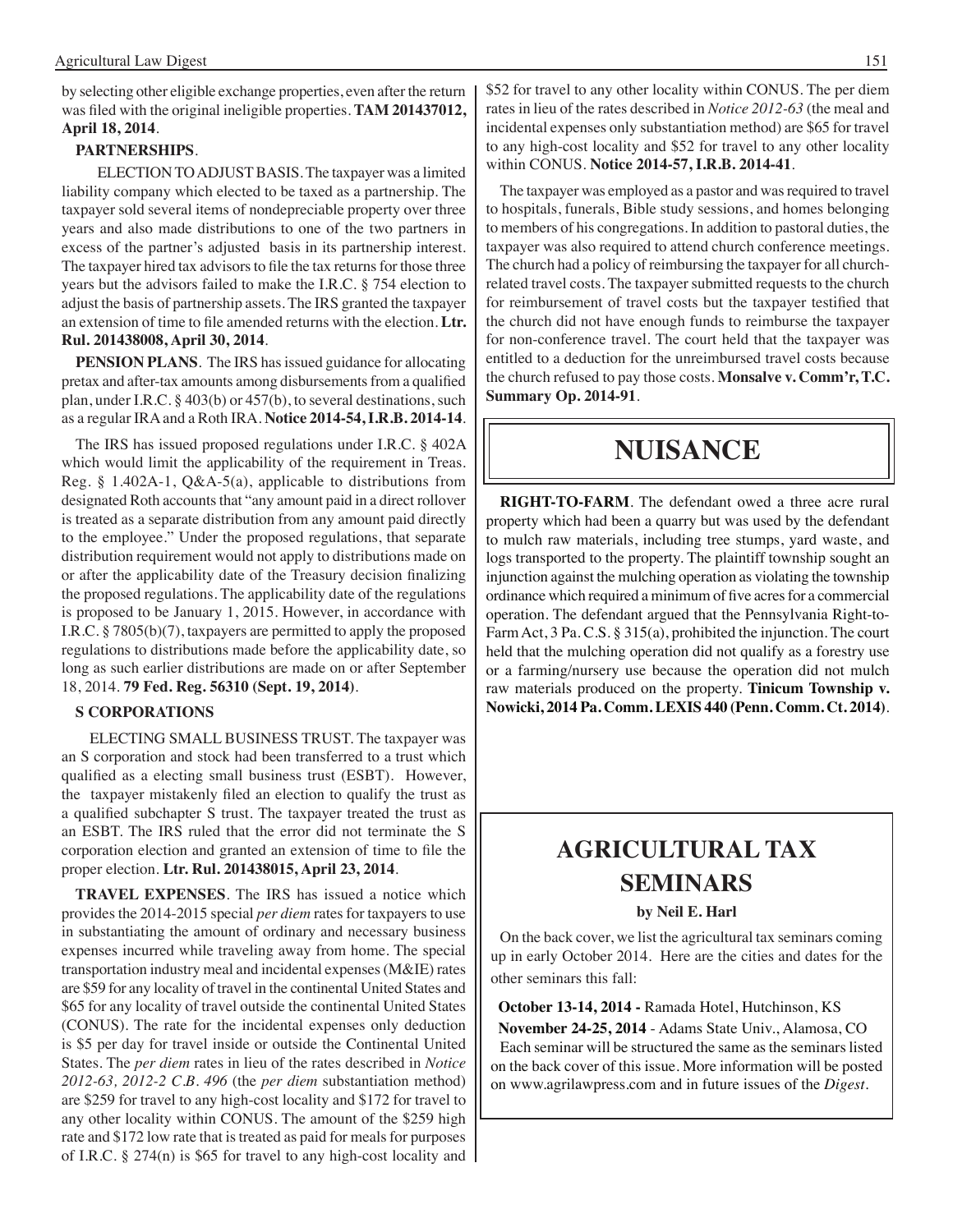by selecting other eligible exchange properties, even after the return was filed with the original ineligible properties. **TAM 201437012, April 18, 2014**.

**PARTNERSHIPS**.

ELECTION TO ADJUST BASIS. The taxpayer was a limited liability company which elected to be taxed as a partnership. The taxpayer sold several items of nondepreciable property over three years and also made distributions to one of the two partners in excess of the partner's adjusted basis in its partnership interest. The taxpayer hired tax advisors to file the tax returns for those three years but the advisors failed to make the I.R.C. § 754 election to adjust the basis of partnership assets. The IRS granted the taxpayer an extension of time to file amended returns with the election. **Ltr. Rul. 201438008, April 30, 2014**.

**PENSION PLANS**. The IRS has issued guidance for allocating pretax and after-tax amounts among disbursements from a qualified plan, under I.R.C. § 403(b) or 457(b), to several destinations, such as a regular IRA and a Roth IRA. **Notice 2014-54, I.R.B. 2014-14**.

The IRS has issued proposed regulations under I.R.C. § 402A which would limit the applicability of the requirement in Treas. Reg. § 1.402A-1, Q&A-5(a), applicable to distributions from designated Roth accounts that "any amount paid in a direct rollover is treated as a separate distribution from any amount paid directly to the employee." Under the proposed regulations, that separate distribution requirement would not apply to distributions made on or after the applicability date of the Treasury decision finalizing the proposed regulations. The applicability date of the regulations is proposed to be January 1, 2015. However, in accordance with I.R.C. § 7805(b)(7), taxpayers are permitted to apply the proposed regulations to distributions made before the applicability date, so long as such earlier distributions are made on or after September 18, 2014. **79 Fed. Reg. 56310 (Sept. 19, 2014)**.

**S CORPORATIONS**

ELECTING SMALL BUSINESS TRUST. The taxpayer was an S corporation and stock had been transferred to a trust which qualified as a electing small business trust (ESBT). However, the taxpayer mistakenly filed an election to qualify the trust as a qualified subchapter S trust. The taxpayer treated the trust as an ESBT. The IRS ruled that the error did not terminate the S corporation election and granted an extension of time to file the proper election. **Ltr. Rul. 201438015, April 23, 2014**.

**TRAVEL EXPENSES**. The IRS has issued a notice which provides the 2014-2015 special *per diem* rates for taxpayers to use in substantiating the amount of ordinary and necessary business expenses incurred while traveling away from home. The special transportation industry meal and incidental expenses (M&IE) rates are $59 for any locality of travel in the continental United States and $65 for any locality of travel outside the continental United States (CONUS). The rate for the incidental expenses only deduction is $5 per day for travel inside or outside the Continental United States. The *per diem* rates in lieu of the rates described in *Notice 2012-63, 2012-2 C.B. 496* (the *per diem* substantiation method) are $259 for travel to any high-cost locality and $172 for travel to any other locality within CONUS. The amount of the $259 high rate and $172 low rate that is treated as paid for meals for purposes of I.R.C. § 274(n) is $65 for travel to any high-cost locality and $52 for travel to any other locality within CONUS. The per diem rates in lieu of the rates described in *Notice 2012-63* (the meal and incidental expenses only substantiation method) are $65 for travel to any high-cost locality and $52 for travel to any other locality within CONUS. **Notice 2014-57, I.R.B. 2014-41**.

The taxpayer was employed as a pastor and was required to travel to hospitals, funerals, Bible study sessions, and homes belonging to members of his congregations. In addition to pastoral duties, the taxpayer was also required to attend church conference meetings. The church had a policy of reimbursing the taxpayer for all church-related travel costs. The taxpayer submitted requests to the church for reimbursement of travel costs but the taxpayer testified that the church did not have enough funds to reimburse the taxpayer for non-conference travel. The court held that the taxpayer was entitled to a deduction for the unreimbursed travel costs because the church refused to pay those costs. **Monsalve v. Comm'r, T.C. Summary Op. 2014-91**.

# NUISANCE

**RIGHT-TO-FARM**. The defendant owed a three acre rural property which had been a quarry but was used by the defendant to mulch raw materials, including tree stumps, yard waste, and logs transported to the property. The plaintiff township sought an injunction against the mulching operation as violating the township ordinance which required a minimum of five acres for a commercial operation. The defendant argued that the Pennsylvania Right-to-Farm Act, 3 Pa. C.S. § 315(a), prohibited the injunction. The court held that the mulching operation did not qualify as a forestry use or a farming/nursery use because the operation did not mulch raw materials produced on the property. **Tinicum Township v. Nowicki, 2014 Pa. Comm. LEXIS 440 (Penn. Comm. Ct. 2014)**.

# AGRICULTURAL TAX SEMINARS

**by Neil E. Harl**

On the back cover, we list the agricultural tax seminars coming up in early October 2014. Here are the cities and dates for the other seminars this fall:

**October 13-14, 2014 -** Ramada Hotel, Hutchinson, KS

**November 24-25, 2014** - Adams State Univ., Alamosa, CO

Each seminar will be structured the same as the seminars listed on the back cover of this issue. More information will be posted on www.agrilawpress.com and in future issues of the *Digest*.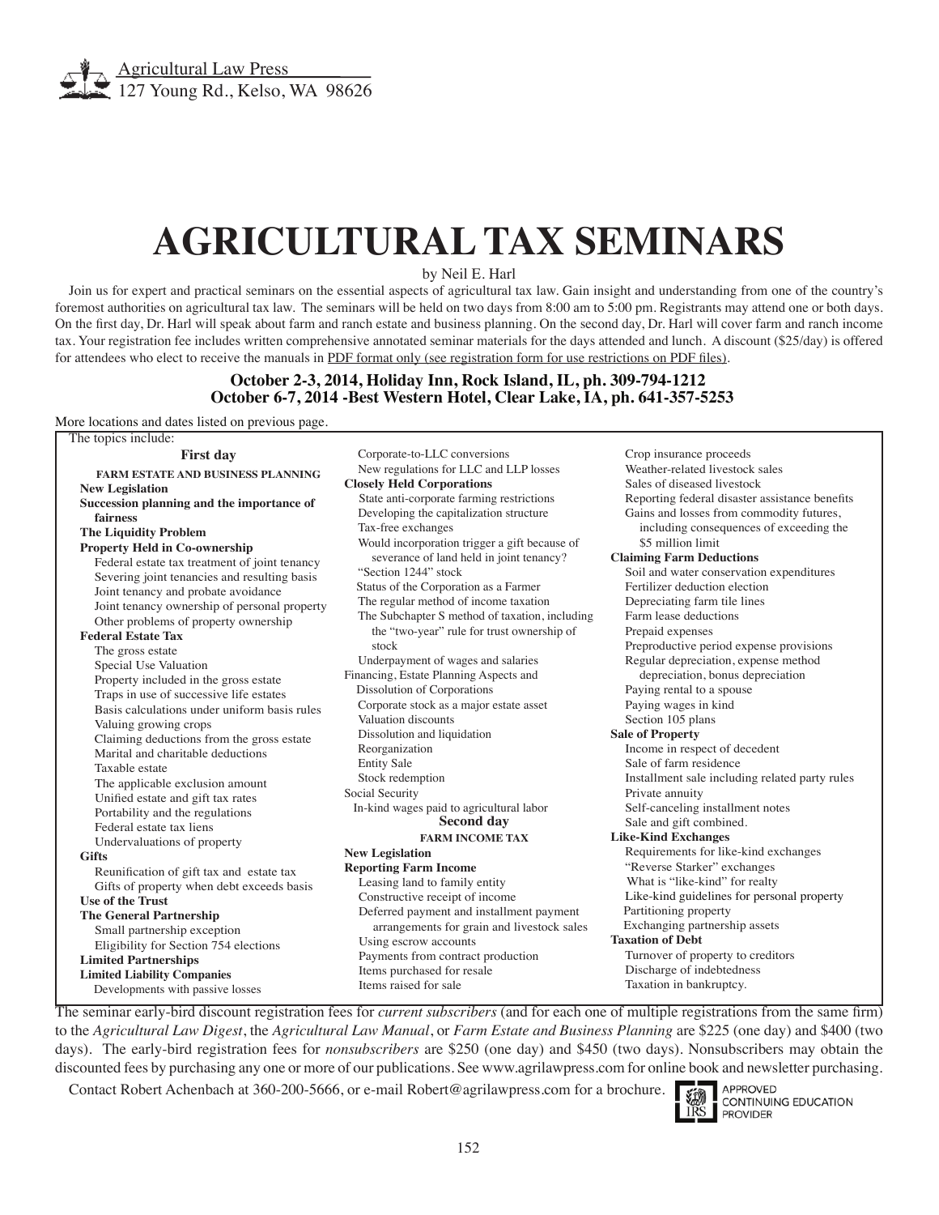Agricultural Law Press
127 Young Rd., Kelso, WA 98626

# AGRICULTURAL TAX SEMINARS

by Neil E. Harl

Join us for expert and practical seminars on the essential aspects of agricultural tax law. Gain insight and understanding from one of the country's foremost authorities on agricultural tax law. The seminars will be held on two days from 8:00 am to 5:00 pm. Registrants may attend one or both days. On the first day, Dr. Harl will speak about farm and ranch estate and business planning. On the second day, Dr. Harl will cover farm and ranch income tax. Your registration fee includes written comprehensive annotated seminar materials for the days attended and lunch. A discount ($25/day) is offered for attendees who elect to receive the manuals in PDF format only (see registration form for use restrictions on PDF files).

**October 2-3, 2014, Holiday Inn, Rock Island, IL, ph. 309-794-1212**
**October 6-7, 2014 -Best Western Hotel, Clear Lake, IA, ph. 641-357-5253**

More locations and dates listed on previous page.

The topics include:

### First day

**FARM ESTATE AND BUSINESS PLANNING**

**New Legislation**

**Succession planning and the importance of fairness**

**The Liquidity Problem**

**Property Held in Co-ownership**
- Federal estate tax treatment of joint tenancy
- Severing joint tenancies and resulting basis
- Joint tenancy and probate avoidance
- Joint tenancy ownership of personal property
- Other problems of property ownership

**Federal Estate Tax**
- The gross estate
- Special Use Valuation
- Property included in the gross estate
- Traps in use of successive life estates
- Basis calculations under uniform basis rules
- Valuing growing crops
- Claiming deductions from the gross estate
- Marital and charitable deductions
- Taxable estate
- The applicable exclusion amount
- Unified estate and gift tax rates
- Portability and the regulations
- Federal estate tax liens
- Undervaluations of property

**Gifts**
- Reunification of gift tax and estate tax
- Gifts of property when debt exceeds basis

**Use of the Trust**

**The General Partnership**
- Small partnership exception
- Eligibility for Section 754 elections

**Limited Partnerships**

**Limited Liability Companies**
- Developments with passive losses
- Corporate-to-LLC conversions
- New regulations for LLC and LLP losses

**Closely Held Corporations**
- State anti-corporate farming restrictions
- Developing the capitalization structure
- Tax-free exchanges
- Would incorporation trigger a gift because of severance of land held in joint tenancy?
- "Section 1244" stock

Status of the Corporation as a Farmer
- The regular method of income taxation
- The Subchapter S method of taxation, including the "two-year" rule for trust ownership of stock
- Underpayment of wages and salaries

Financing, Estate Planning Aspects and Dissolution of Corporations
- Corporate stock as a major estate asset
- Valuation discounts
- Dissolution and liquidation
- Reorganization
- Entity Sale
- Stock redemption

Social Security
- In-kind wages paid to agricultural labor

### Second day

**FARM INCOME TAX**

**New Legislation**

**Reporting Farm Income**
- Leasing land to family entity
- Constructive receipt of income
- Deferred payment and installment payment arrangements for grain and livestock sales
- Using escrow accounts
- Payments from contract production
- Items purchased for resale
- Items raised for sale
- Crop insurance proceeds
- Weather-related livestock sales
- Sales of diseased livestock
- Reporting federal disaster assistance benefits
- Gains and losses from commodity futures, including consequences of exceeding the $5 million limit

**Claiming Farm Deductions**
- Soil and water conservation expenditures
- Fertilizer deduction election
- Depreciating farm tile lines
- Farm lease deductions
- Prepaid expenses
- Preproductive period expense provisions
- Regular depreciation, expense method depreciation, bonus depreciation
- Paying rental to a spouse
- Paying wages in kind
- Section 105 plans

**Sale of Property**
- Income in respect of decedent
- Sale of farm residence
- Installment sale including related party rules
- Private annuity
- Self-canceling installment notes
- Sale and gift combined.

**Like-Kind Exchanges**
- Requirements for like-kind exchanges
- "Reverse Starker" exchanges
- What is "like-kind" for realty
- Like-kind guidelines for personal property
- Partitioning property
- Exchanging partnership assets

**Taxation of Debt**
- Turnover of property to creditors
- Discharge of indebtedness
- Taxation in bankruptcy.

The seminar early-bird discount registration fees for *current subscribers* (and for each one of multiple registrations from the same firm) to the *Agricultural Law Digest*, the *Agricultural Law Manual*, or *Farm Estate and Business Planning* are $225 (one day) and $400 (two days). The early-bird registration fees for *nonsubscribers* are $250 (one day) and $450 (two days). Nonsubscribers may obtain the discounted fees by purchasing any one or more of our publications. See www.agrilawpress.com for online book and newsletter purchasing.

Contact Robert Achenbach at 360-200-5666, or e-mail Robert@agrilawpress.com for a brochure.

IRS APPROVED CONTINUING EDUCATION PROVIDER